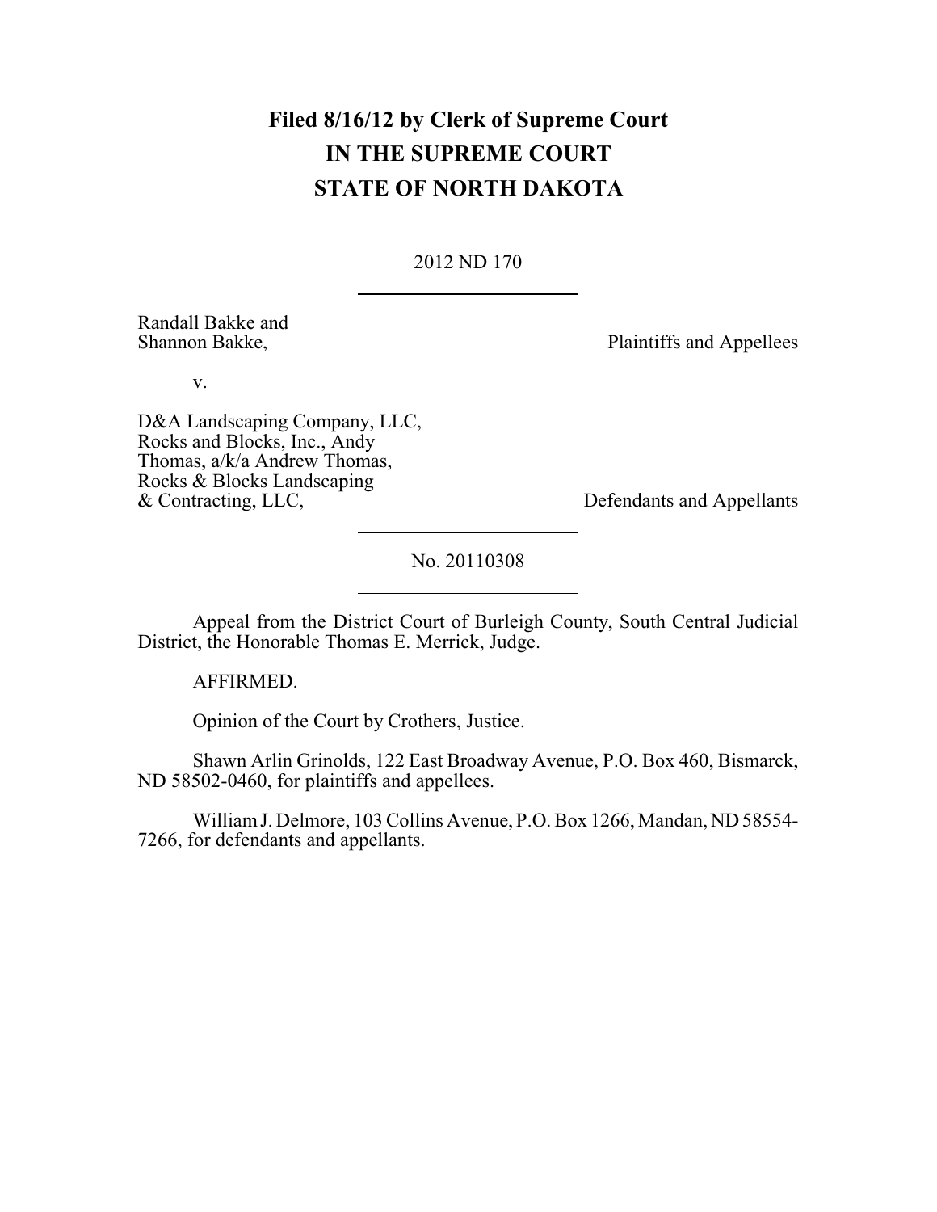**Filed 8/16/12 by Clerk of Supreme Court**
**IN THE SUPREME COURT**
**STATE OF NORTH DAKOTA**

---

2012 ND 170

---

Randall Bakke and
Shannon Bakke, Plaintiffs and Appellees

v.

D&A Landscaping Company, LLC,
Rocks and Blocks, Inc., Andy
Thomas, a/k/a Andrew Thomas,
Rocks & Blocks Landscaping
& Contracting, LLC, Defendants and Appellants

---

No. 20110308

---

Appeal from the District Court of Burleigh County, South Central Judicial District, the Honorable Thomas E. Merrick, Judge.

AFFIRMED.

Opinion of the Court by Crothers, Justice.

Shawn Arlin Grinolds, 122 East Broadway Avenue, P.O. Box 460, Bismarck, ND 58502-0460, for plaintiffs and appellees.

William J. Delmore, 103 Collins Avenue, P.O. Box 1266, Mandan, ND 58554-7266, for defendants and appellants.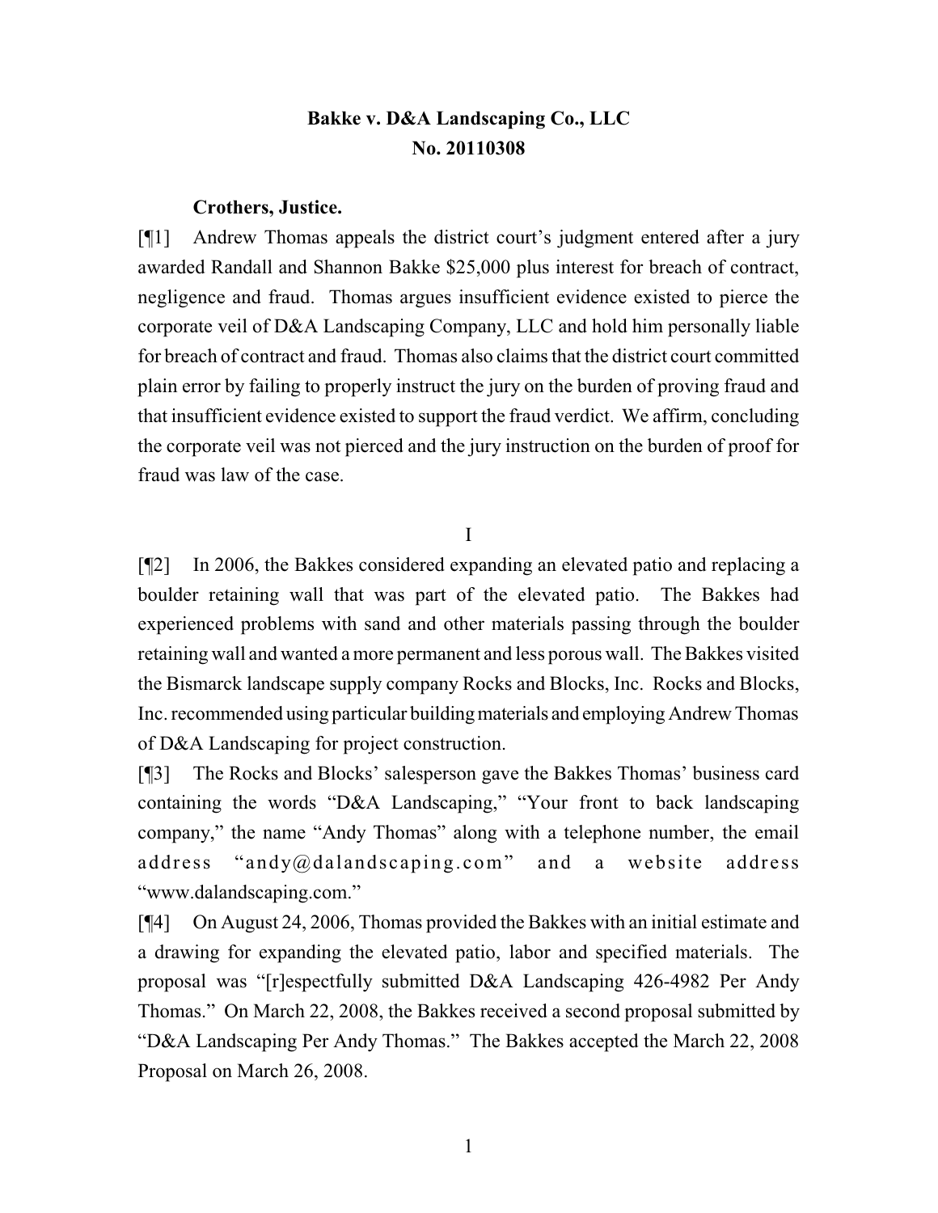**Bakke v. D&A Landscaping Co., LLC**
**No. 20110308**

**Crothers, Justice.**

[¶1] Andrew Thomas appeals the district court's judgment entered after a jury awarded Randall and Shannon Bakke $25,000 plus interest for breach of contract, negligence and fraud. Thomas argues insufficient evidence existed to pierce the corporate veil of D&A Landscaping Company, LLC and hold him personally liable for breach of contract and fraud. Thomas also claims that the district court committed plain error by failing to properly instruct the jury on the burden of proving fraud and that insufficient evidence existed to support the fraud verdict. We affirm, concluding the corporate veil was not pierced and the jury instruction on the burden of proof for fraud was law of the case.

I

[¶2] In 2006, the Bakkes considered expanding an elevated patio and replacing a boulder retaining wall that was part of the elevated patio. The Bakkes had experienced problems with sand and other materials passing through the boulder retaining wall and wanted a more permanent and less porous wall. The Bakkes visited the Bismarck landscape supply company Rocks and Blocks, Inc. Rocks and Blocks, Inc. recommended using particular building materials and employing Andrew Thomas of D&A Landscaping for project construction.

[¶3] The Rocks and Blocks' salesperson gave the Bakkes Thomas' business card containing the words "D&A Landscaping," "Your front to back landscaping company," the name "Andy Thomas" along with a telephone number, the email address "andy@dalandscaping.com" and a website address "www.dalandscaping.com."

[¶4] On August 24, 2006, Thomas provided the Bakkes with an initial estimate and a drawing for expanding the elevated patio, labor and specified materials. The proposal was "[r]espectfully submitted D&A Landscaping 426-4982 Per Andy Thomas." On March 22, 2008, the Bakkes received a second proposal submitted by "D&A Landscaping Per Andy Thomas." The Bakkes accepted the March 22, 2008 Proposal on March 26, 2008.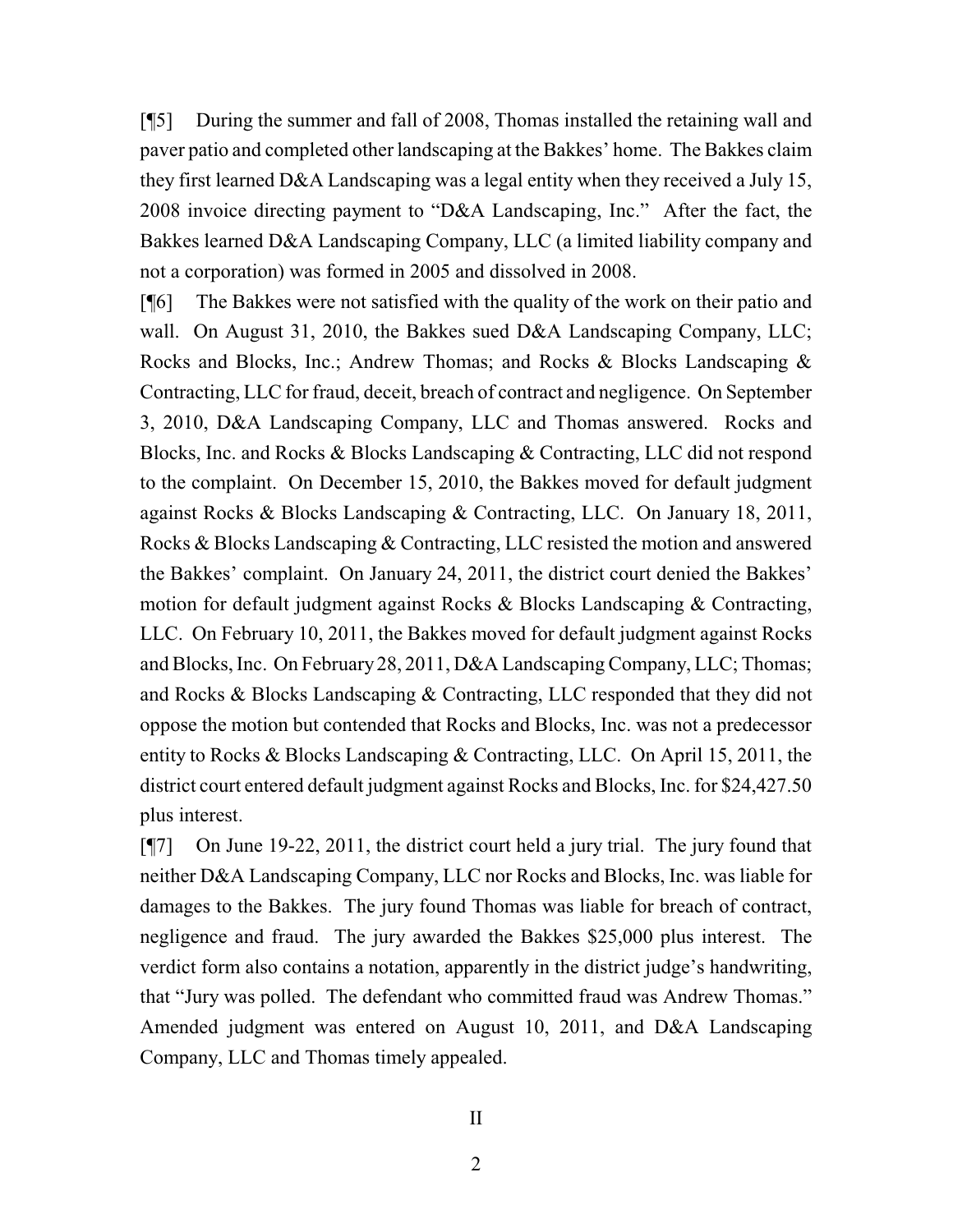[¶5] During the summer and fall of 2008, Thomas installed the retaining wall and paver patio and completed other landscaping at the Bakkes' home. The Bakkes claim they first learned D&A Landscaping was a legal entity when they received a July 15, 2008 invoice directing payment to "D&A Landscaping, Inc." After the fact, the Bakkes learned D&A Landscaping Company, LLC (a limited liability company and not a corporation) was formed in 2005 and dissolved in 2008.

[¶6] The Bakkes were not satisfied with the quality of the work on their patio and wall. On August 31, 2010, the Bakkes sued D&A Landscaping Company, LLC; Rocks and Blocks, Inc.; Andrew Thomas; and Rocks & Blocks Landscaping & Contracting, LLC for fraud, deceit, breach of contract and negligence. On September 3, 2010, D&A Landscaping Company, LLC and Thomas answered. Rocks and Blocks, Inc. and Rocks & Blocks Landscaping & Contracting, LLC did not respond to the complaint. On December 15, 2010, the Bakkes moved for default judgment against Rocks & Blocks Landscaping & Contracting, LLC. On January 18, 2011, Rocks & Blocks Landscaping & Contracting, LLC resisted the motion and answered the Bakkes' complaint. On January 24, 2011, the district court denied the Bakkes' motion for default judgment against Rocks & Blocks Landscaping & Contracting, LLC. On February 10, 2011, the Bakkes moved for default judgment against Rocks and Blocks, Inc. On February 28, 2011, D&A Landscaping Company, LLC; Thomas; and Rocks & Blocks Landscaping & Contracting, LLC responded that they did not oppose the motion but contended that Rocks and Blocks, Inc. was not a predecessor entity to Rocks & Blocks Landscaping & Contracting, LLC. On April 15, 2011, the district court entered default judgment against Rocks and Blocks, Inc. for $24,427.50 plus interest.

[¶7] On June 19-22, 2011, the district court held a jury trial. The jury found that neither D&A Landscaping Company, LLC nor Rocks and Blocks, Inc. was liable for damages to the Bakkes. The jury found Thomas was liable for breach of contract, negligence and fraud. The jury awarded the Bakkes $25,000 plus interest. The verdict form also contains a notation, apparently in the district judge's handwriting, that "Jury was polled. The defendant who committed fraud was Andrew Thomas." Amended judgment was entered on August 10, 2011, and D&A Landscaping Company, LLC and Thomas timely appealed.

II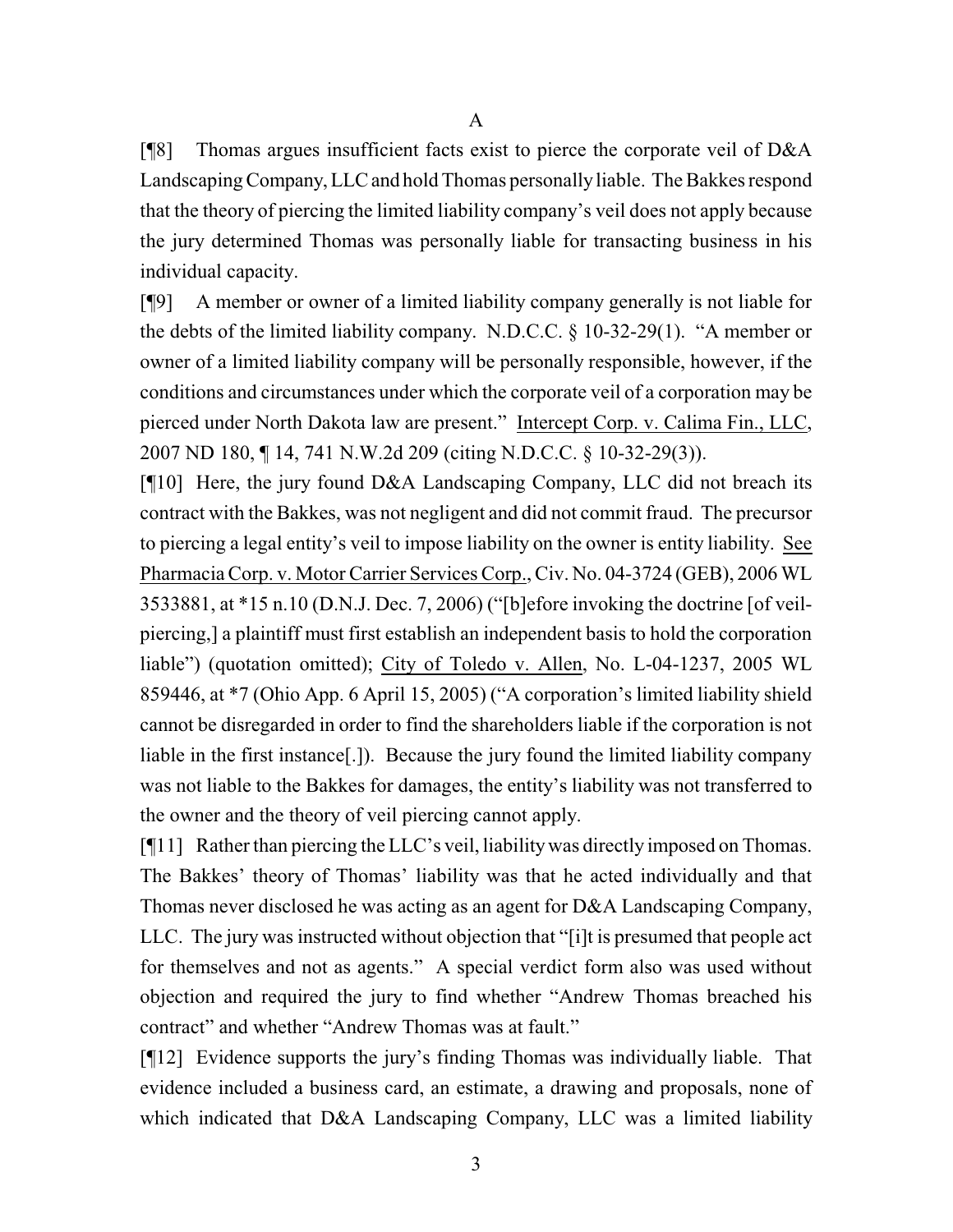A

[¶8] Thomas argues insufficient facts exist to pierce the corporate veil of D&A Landscaping Company, LLC and hold Thomas personally liable. The Bakkes respond that the theory of piercing the limited liability company's veil does not apply because the jury determined Thomas was personally liable for transacting business in his individual capacity.

[¶9] A member or owner of a limited liability company generally is not liable for the debts of the limited liability company. N.D.C.C. § 10-32-29(1). "A member or owner of a limited liability company will be personally responsible, however, if the conditions and circumstances under which the corporate veil of a corporation may be pierced under North Dakota law are present." Intercept Corp. v. Calima Fin., LLC, 2007 ND 180, ¶ 14, 741 N.W.2d 209 (citing N.D.C.C. § 10-32-29(3)).

[¶10] Here, the jury found D&A Landscaping Company, LLC did not breach its contract with the Bakkes, was not negligent and did not commit fraud. The precursor to piercing a legal entity's veil to impose liability on the owner is entity liability. See Pharmacia Corp. v. Motor Carrier Services Corp., Civ. No. 04-3724 (GEB), 2006 WL 3533881, at *15 n.10 (D.N.J. Dec. 7, 2006) ("[b]efore invoking the doctrine [of veil-piercing,] a plaintiff must first establish an independent basis to hold the corporation liable") (quotation omitted); City of Toledo v. Allen, No. L-04-1237, 2005 WL 859446, at *7 (Ohio App. 6 April 15, 2005) ("A corporation's limited liability shield cannot be disregarded in order to find the shareholders liable if the corporation is not liable in the first instance[.]). Because the jury found the limited liability company was not liable to the Bakkes for damages, the entity's liability was not transferred to the owner and the theory of veil piercing cannot apply.

[¶11] Rather than piercing the LLC's veil, liability was directly imposed on Thomas. The Bakkes' theory of Thomas' liability was that he acted individually and that Thomas never disclosed he was acting as an agent for D&A Landscaping Company, LLC. The jury was instructed without objection that "[i]t is presumed that people act for themselves and not as agents." A special verdict form also was used without objection and required the jury to find whether "Andrew Thomas breached his contract" and whether "Andrew Thomas was at fault."

[¶12] Evidence supports the jury's finding Thomas was individually liable. That evidence included a business card, an estimate, a drawing and proposals, none of which indicated that D&A Landscaping Company, LLC was a limited liability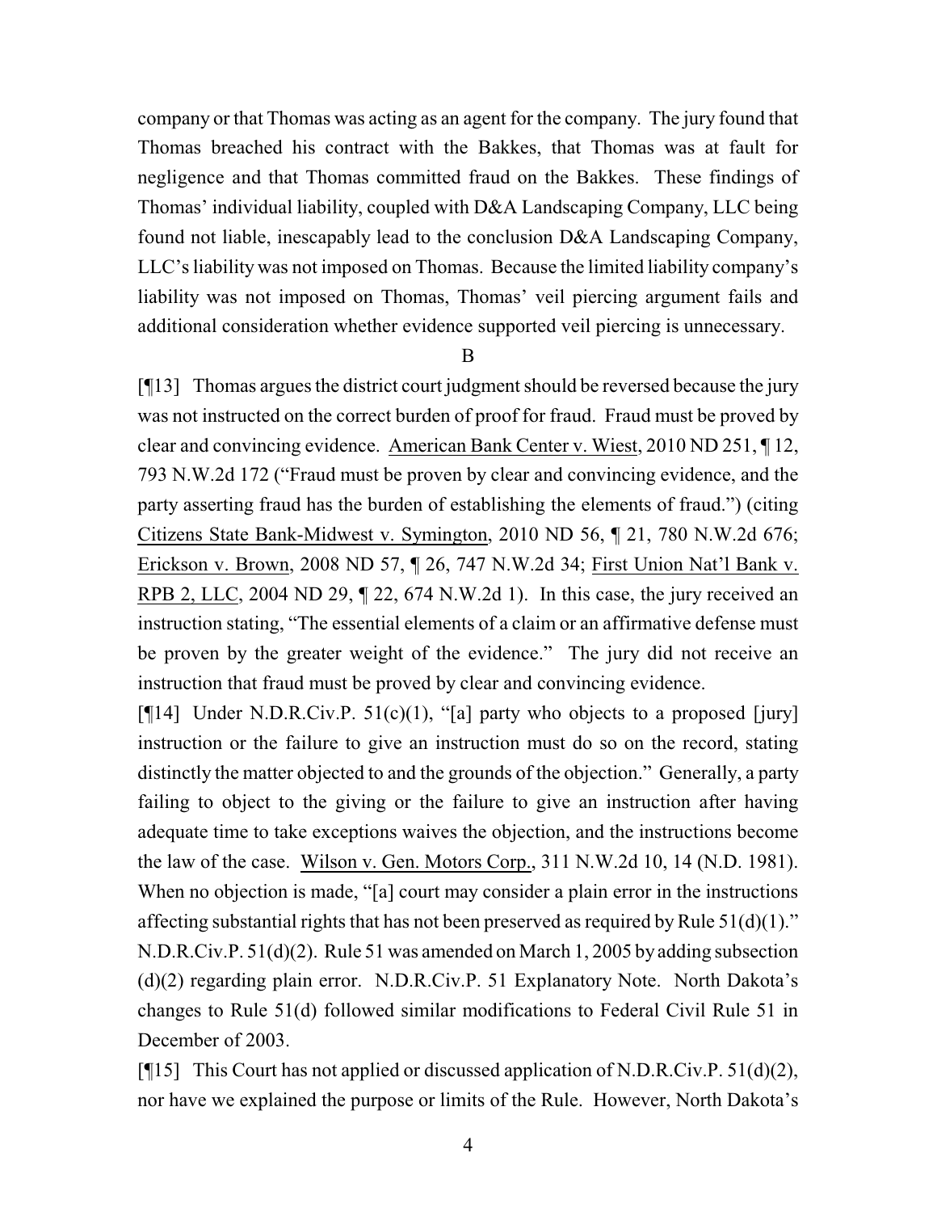company or that Thomas was acting as an agent for the company. The jury found that Thomas breached his contract with the Bakkes, that Thomas was at fault for negligence and that Thomas committed fraud on the Bakkes. These findings of Thomas' individual liability, coupled with D&A Landscaping Company, LLC being found not liable, inescapably lead to the conclusion D&A Landscaping Company, LLC's liability was not imposed on Thomas. Because the limited liability company's liability was not imposed on Thomas, Thomas' veil piercing argument fails and additional consideration whether evidence supported veil piercing is unnecessary.

B

[¶13] Thomas argues the district court judgment should be reversed because the jury was not instructed on the correct burden of proof for fraud. Fraud must be proved by clear and convincing evidence. American Bank Center v. Wiest, 2010 ND 251, ¶ 12, 793 N.W.2d 172 ("Fraud must be proven by clear and convincing evidence, and the party asserting fraud has the burden of establishing the elements of fraud.") (citing Citizens State Bank-Midwest v. Symington, 2010 ND 56, ¶ 21, 780 N.W.2d 676; Erickson v. Brown, 2008 ND 57, ¶ 26, 747 N.W.2d 34; First Union Nat'l Bank v. RPB 2, LLC, 2004 ND 29, ¶ 22, 674 N.W.2d 1). In this case, the jury received an instruction stating, "The essential elements of a claim or an affirmative defense must be proven by the greater weight of the evidence." The jury did not receive an instruction that fraud must be proved by clear and convincing evidence.

[¶14] Under N.D.R.Civ.P. 51(c)(1), "[a] party who objects to a proposed [jury] instruction or the failure to give an instruction must do so on the record, stating distinctly the matter objected to and the grounds of the objection." Generally, a party failing to object to the giving or the failure to give an instruction after having adequate time to take exceptions waives the objection, and the instructions become the law of the case. Wilson v. Gen. Motors Corp., 311 N.W.2d 10, 14 (N.D. 1981). When no objection is made, "[a] court may consider a plain error in the instructions affecting substantial rights that has not been preserved as required by Rule 51(d)(1)." N.D.R.Civ.P. 51(d)(2). Rule 51 was amended on March 1, 2005 by adding subsection (d)(2) regarding plain error. N.D.R.Civ.P. 51 Explanatory Note. North Dakota's changes to Rule 51(d) followed similar modifications to Federal Civil Rule 51 in December of 2003.

[¶15] This Court has not applied or discussed application of N.D.R.Civ.P. 51(d)(2), nor have we explained the purpose or limits of the Rule. However, North Dakota's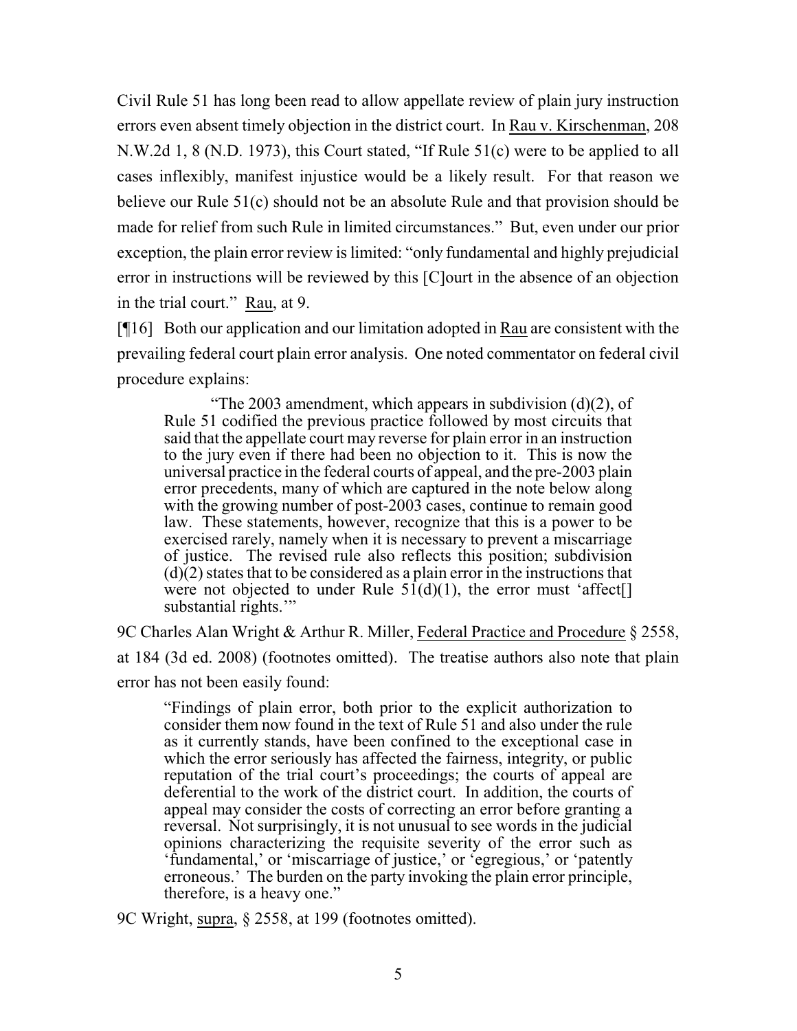Civil Rule 51 has long been read to allow appellate review of plain jury instruction errors even absent timely objection in the district court. In Rau v. Kirschenman, 208 N.W.2d 1, 8 (N.D. 1973), this Court stated, "If Rule 51(c) were to be applied to all cases inflexibly, manifest injustice would be a likely result. For that reason we believe our Rule 51(c) should not be an absolute Rule and that provision should be made for relief from such Rule in limited circumstances." But, even under our prior exception, the plain error review is limited: "only fundamental and highly prejudicial error in instructions will be reviewed by this [C]ourt in the absence of an objection in the trial court." Rau, at 9.

[¶16] Both our application and our limitation adopted in Rau are consistent with the prevailing federal court plain error analysis. One noted commentator on federal civil procedure explains:

> "The 2003 amendment, which appears in subdivision (d)(2), of Rule 51 codified the previous practice followed by most circuits that said that the appellate court may reverse for plain error in an instruction to the jury even if there had been no objection to it. This is now the universal practice in the federal courts of appeal, and the pre-2003 plain error precedents, many of which are captured in the note below along with the growing number of post-2003 cases, continue to remain good law. These statements, however, recognize that this is a power to be exercised rarely, namely when it is necessary to prevent a miscarriage of justice. The revised rule also reflects this position; subdivision (d)(2) states that to be considered as a plain error in the instructions that were not objected to under Rule 51(d)(1), the error must 'affect[] substantial rights.'"

9C Charles Alan Wright & Arthur R. Miller, Federal Practice and Procedure § 2558, at 184 (3d ed. 2008) (footnotes omitted). The treatise authors also note that plain error has not been easily found:

> "Findings of plain error, both prior to the explicit authorization to consider them now found in the text of Rule 51 and also under the rule as it currently stands, have been confined to the exceptional case in which the error seriously has affected the fairness, integrity, or public reputation of the trial court's proceedings; the courts of appeal are deferential to the work of the district court. In addition, the courts of appeal may consider the costs of correcting an error before granting a reversal. Not surprisingly, it is not unusual to see words in the judicial opinions characterizing the requisite severity of the error such as 'fundamental,' or 'miscarriage of justice,' or 'egregious,' or 'patently erroneous.' The burden on the party invoking the plain error principle, therefore, is a heavy one."

9C Wright, supra, § 2558, at 199 (footnotes omitted).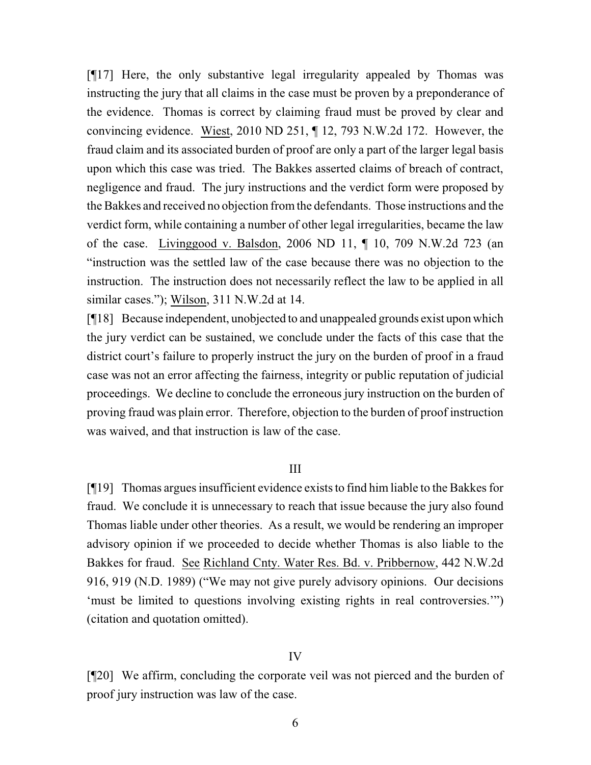[¶17] Here, the only substantive legal irregularity appealed by Thomas was instructing the jury that all claims in the case must be proven by a preponderance of the evidence. Thomas is correct by claiming fraud must be proved by clear and convincing evidence. Wiest, 2010 ND 251, ¶ 12, 793 N.W.2d 172. However, the fraud claim and its associated burden of proof are only a part of the larger legal basis upon which this case was tried. The Bakkes asserted claims of breach of contract, negligence and fraud. The jury instructions and the verdict form were proposed by the Bakkes and received no objection from the defendants. Those instructions and the verdict form, while containing a number of other legal irregularities, became the law of the case. Livinggood v. Balsdon, 2006 ND 11, ¶ 10, 709 N.W.2d 723 (an "instruction was the settled law of the case because there was no objection to the instruction. The instruction does not necessarily reflect the law to be applied in all similar cases."); Wilson, 311 N.W.2d at 14.

[¶18] Because independent, unobjected to and unappealed grounds exist upon which the jury verdict can be sustained, we conclude under the facts of this case that the district court's failure to properly instruct the jury on the burden of proof in a fraud case was not an error affecting the fairness, integrity or public reputation of judicial proceedings. We decline to conclude the erroneous jury instruction on the burden of proving fraud was plain error. Therefore, objection to the burden of proof instruction was waived, and that instruction is law of the case.

## III

[¶19] Thomas argues insufficient evidence exists to find him liable to the Bakkes for fraud. We conclude it is unnecessary to reach that issue because the jury also found Thomas liable under other theories. As a result, we would be rendering an improper advisory opinion if we proceeded to decide whether Thomas is also liable to the Bakkes for fraud. See Richland Cnty. Water Res. Bd. v. Pribbernow, 442 N.W.2d 916, 919 (N.D. 1989) ("We may not give purely advisory opinions. Our decisions 'must be limited to questions involving existing rights in real controversies.'") (citation and quotation omitted).

## IV

[¶20] We affirm, concluding the corporate veil was not pierced and the burden of proof jury instruction was law of the case.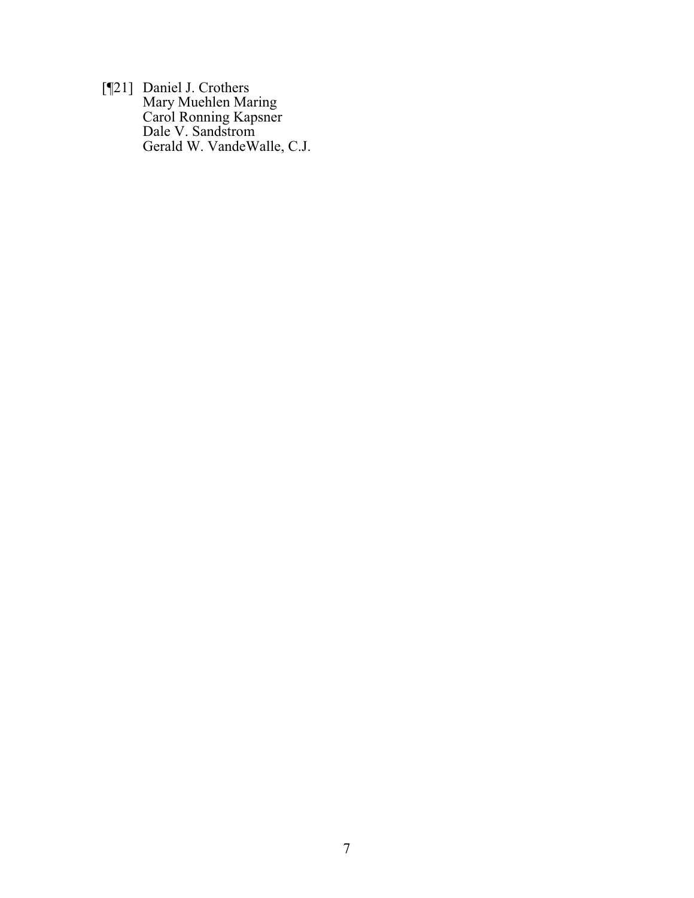[¶21] Daniel J. Crothers
Mary Muehlen Maring
Carol Ronning Kapsner
Dale V. Sandstrom
Gerald W. VandeWalle, C.J.